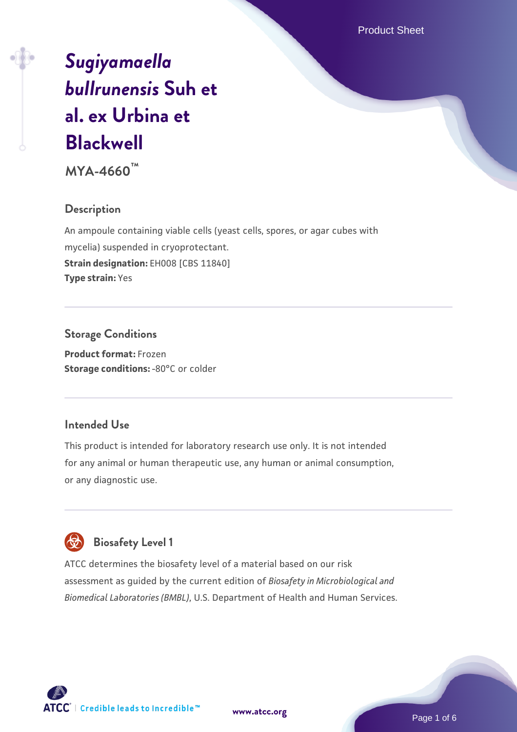# *Sugiyamaella bullrunensis* Suh et al. ex Urbina et Blackwell

**MYA-4660™**

## Description

An ampoule containing viable cells (yeast cells, spores, or agar cubes with mycelia) suspended in cryoprotectant.
**Strain designation:** EH008 [CBS 11840]
**Type strain:** Yes

## Storage Conditions

**Product format:** Frozen
**Storage conditions:** -80°C or colder

## Intended Use

This product is intended for laboratory research use only. It is not intended for any animal or human therapeutic use, any human or animal consumption, or any diagnostic use.

## Biosafety Level 1

ATCC determines the biosafety level of a material based on our risk assessment as guided by the current edition of *Biosafety in Microbiological and Biomedical Laboratories (BMBL)*, U.S. Department of Health and Human Services.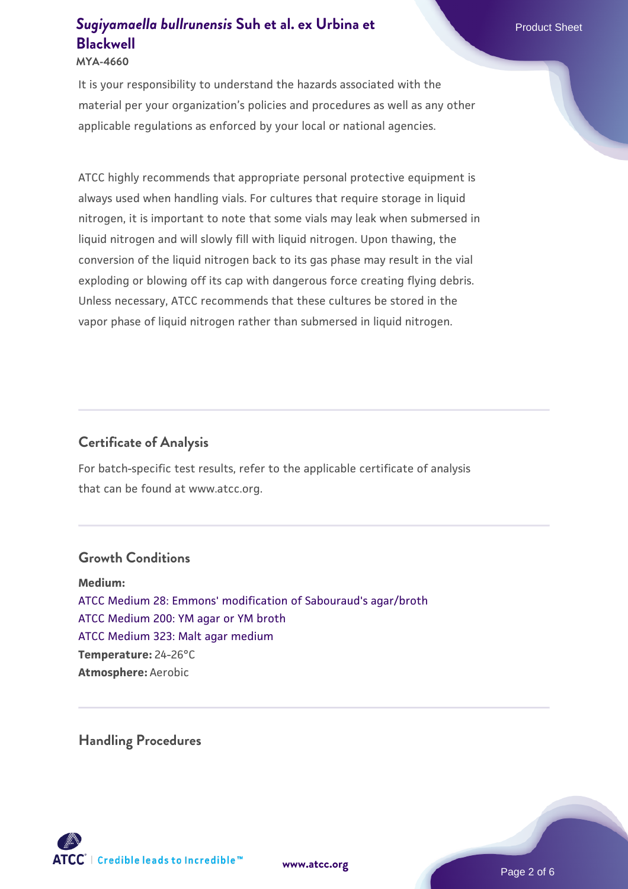It is your responsibility to understand the hazards associated with the material per your organization's policies and procedures as well as any other applicable regulations as enforced by your local or national agencies.

ATCC highly recommends that appropriate personal protective equipment is always used when handling vials. For cultures that require storage in liquid nitrogen, it is important to note that some vials may leak when submersed in liquid nitrogen and will slowly fill with liquid nitrogen. Upon thawing, the conversion of the liquid nitrogen back to its gas phase may result in the vial exploding or blowing off its cap with dangerous force creating flying debris. Unless necessary, ATCC recommends that these cultures be stored in the vapor phase of liquid nitrogen rather than submersed in liquid nitrogen.

## Certificate of Analysis

For batch-specific test results, refer to the applicable certificate of analysis that can be found at www.atcc.org.

## Growth Conditions

**Medium:**
ATCC Medium 28: Emmons' modification of Sabouraud's agar/broth
ATCC Medium 200: YM agar or YM broth
ATCC Medium 323: Malt agar medium
**Temperature:** 24-26°C
**Atmosphere:** Aerobic

## Handling Procedures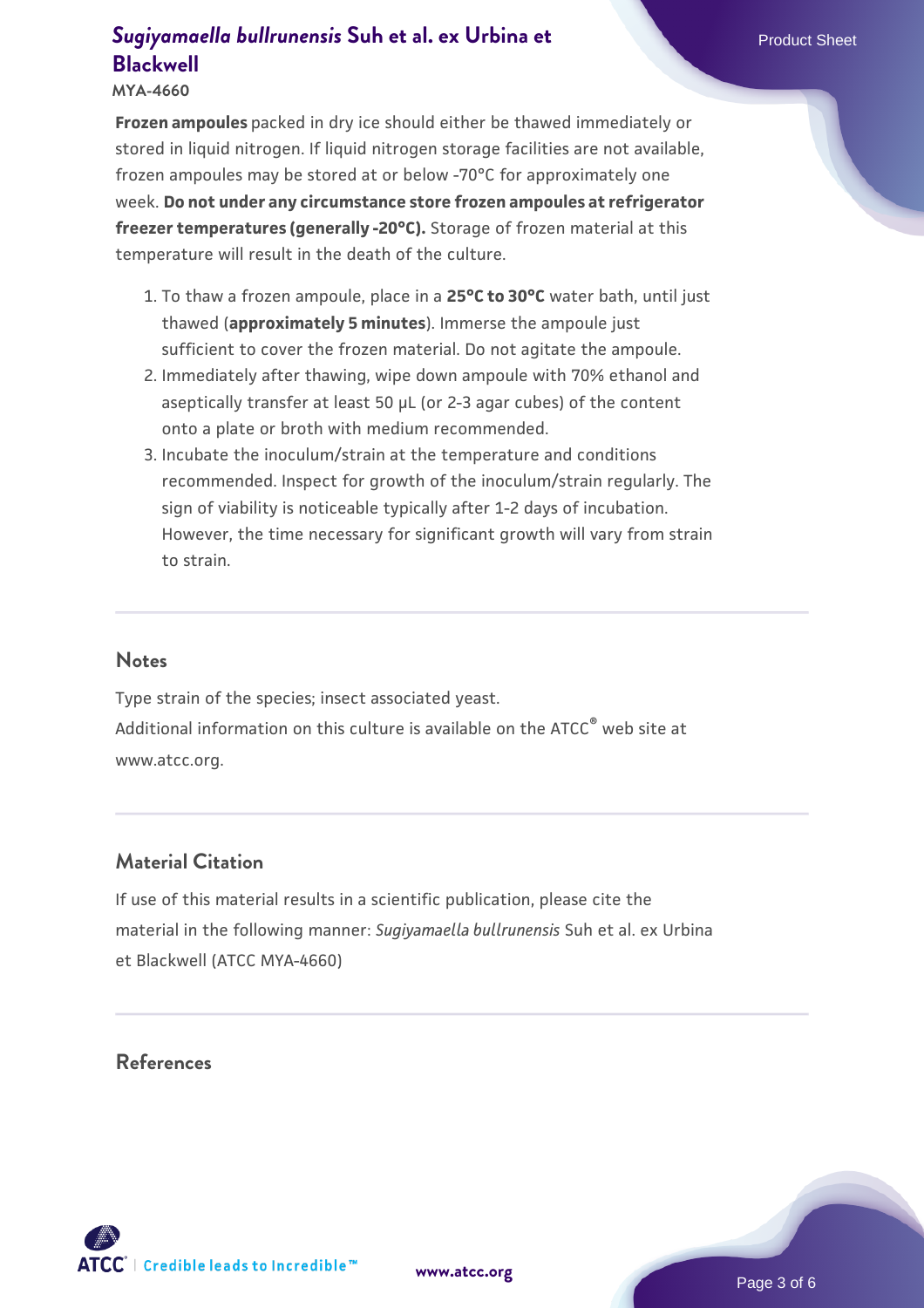**Frozen ampoules** packed in dry ice should either be thawed immediately or stored in liquid nitrogen. If liquid nitrogen storage facilities are not available, frozen ampoules may be stored at or below -70°C for approximately one week. **Do not under any circumstance store frozen ampoules at refrigerator freezer temperatures (generally -20°C).** Storage of frozen material at this temperature will result in the death of the culture.

1. To thaw a frozen ampoule, place in a **25°C to 30°C** water bath, until just thawed (**approximately 5 minutes**). Immerse the ampoule just sufficient to cover the frozen material. Do not agitate the ampoule.
2. Immediately after thawing, wipe down ampoule with 70% ethanol and aseptically transfer at least 50 µL (or 2-3 agar cubes) of the content onto a plate or broth with medium recommended.
3. Incubate the inoculum/strain at the temperature and conditions recommended. Inspect for growth of the inoculum/strain regularly. The sign of viability is noticeable typically after 1-2 days of incubation. However, the time necessary for significant growth will vary from strain to strain.

## Notes

Type strain of the species; insect associated yeast.
Additional information on this culture is available on the ATCC® web site at www.atcc.org.

## Material Citation

If use of this material results in a scientific publication, please cite the material in the following manner: *Sugiyamaella bullrunensis* Suh et al. ex Urbina et Blackwell (ATCC MYA-4660)

## References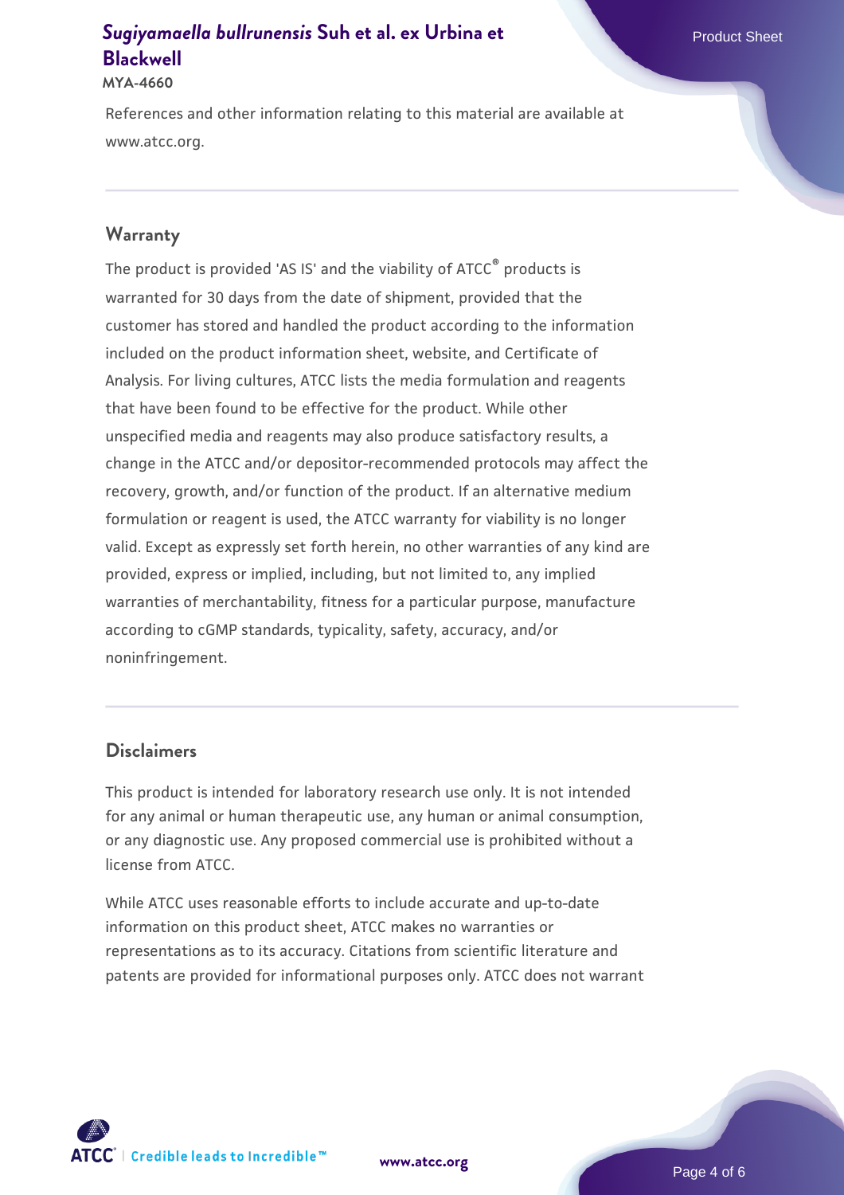References and other information relating to this material are available at www.atcc.org.

## Warranty

The product is provided 'AS IS' and the viability of ATCC® products is warranted for 30 days from the date of shipment, provided that the customer has stored and handled the product according to the information included on the product information sheet, website, and Certificate of Analysis. For living cultures, ATCC lists the media formulation and reagents that have been found to be effective for the product. While other unspecified media and reagents may also produce satisfactory results, a change in the ATCC and/or depositor-recommended protocols may affect the recovery, growth, and/or function of the product. If an alternative medium formulation or reagent is used, the ATCC warranty for viability is no longer valid. Except as expressly set forth herein, no other warranties of any kind are provided, express or implied, including, but not limited to, any implied warranties of merchantability, fitness for a particular purpose, manufacture according to cGMP standards, typicality, safety, accuracy, and/or noninfringement.

## Disclaimers

This product is intended for laboratory research use only. It is not intended for any animal or human therapeutic use, any human or animal consumption, or any diagnostic use. Any proposed commercial use is prohibited without a license from ATCC.

While ATCC uses reasonable efforts to include accurate and up-to-date information on this product sheet, ATCC makes no warranties or representations as to its accuracy. Citations from scientific literature and patents are provided for informational purposes only. ATCC does not warrant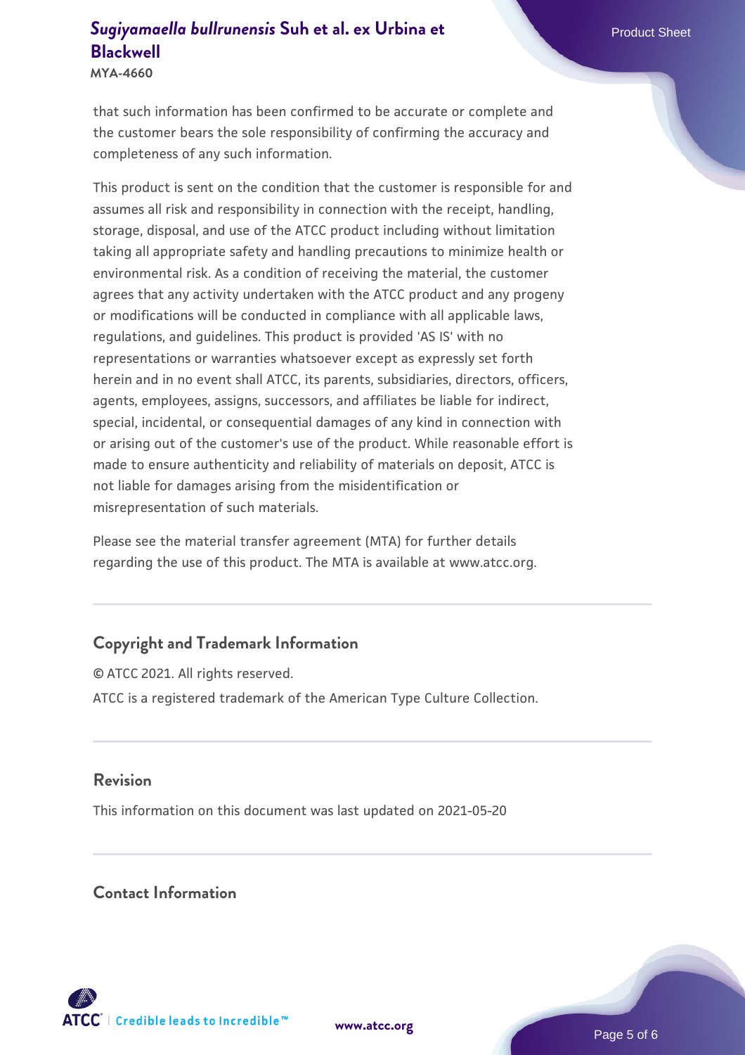that such information has been confirmed to be accurate or complete and the customer bears the sole responsibility of confirming the accuracy and completeness of any such information.

This product is sent on the condition that the customer is responsible for and assumes all risk and responsibility in connection with the receipt, handling, storage, disposal, and use of the ATCC product including without limitation taking all appropriate safety and handling precautions to minimize health or environmental risk. As a condition of receiving the material, the customer agrees that any activity undertaken with the ATCC product and any progeny or modifications will be conducted in compliance with all applicable laws, regulations, and guidelines. This product is provided 'AS IS' with no representations or warranties whatsoever except as expressly set forth herein and in no event shall ATCC, its parents, subsidiaries, directors, officers, agents, employees, assigns, successors, and affiliates be liable for indirect, special, incidental, or consequential damages of any kind in connection with or arising out of the customer's use of the product. While reasonable effort is made to ensure authenticity and reliability of materials on deposit, ATCC is not liable for damages arising from the misidentification or misrepresentation of such materials.

Please see the material transfer agreement (MTA) for further details regarding the use of this product. The MTA is available at www.atcc.org.

## Copyright and Trademark Information

© ATCC 2021. All rights reserved.

ATCC is a registered trademark of the American Type Culture Collection.

## Revision

This information on this document was last updated on 2021-05-20

## Contact Information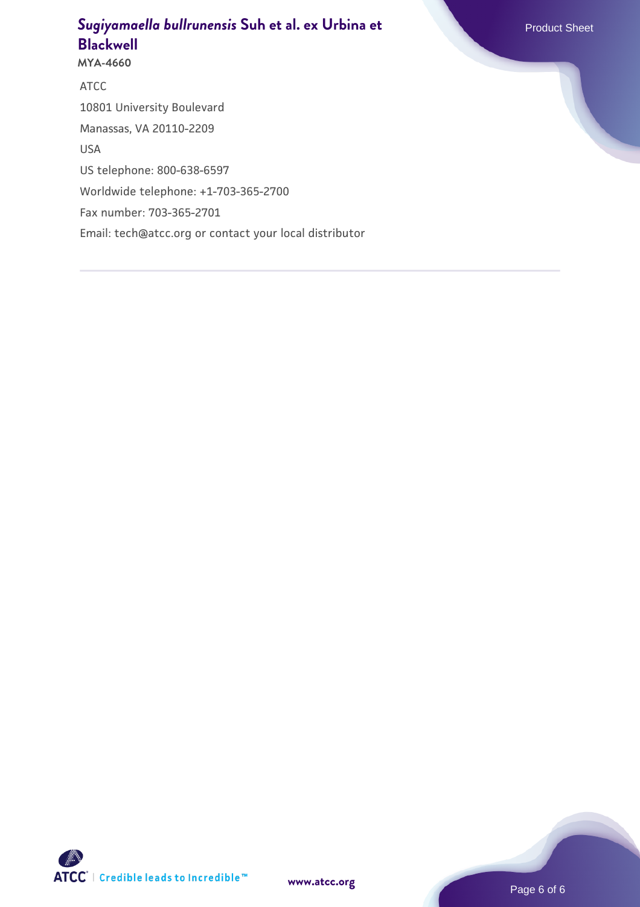ATCC

10801 University Boulevard

Manassas, VA 20110-2209

USA

US telephone: 800-638-6597

Worldwide telephone: +1-703-365-2700

Fax number: 703-365-2701

Email: tech@atcc.org or contact your local distributor